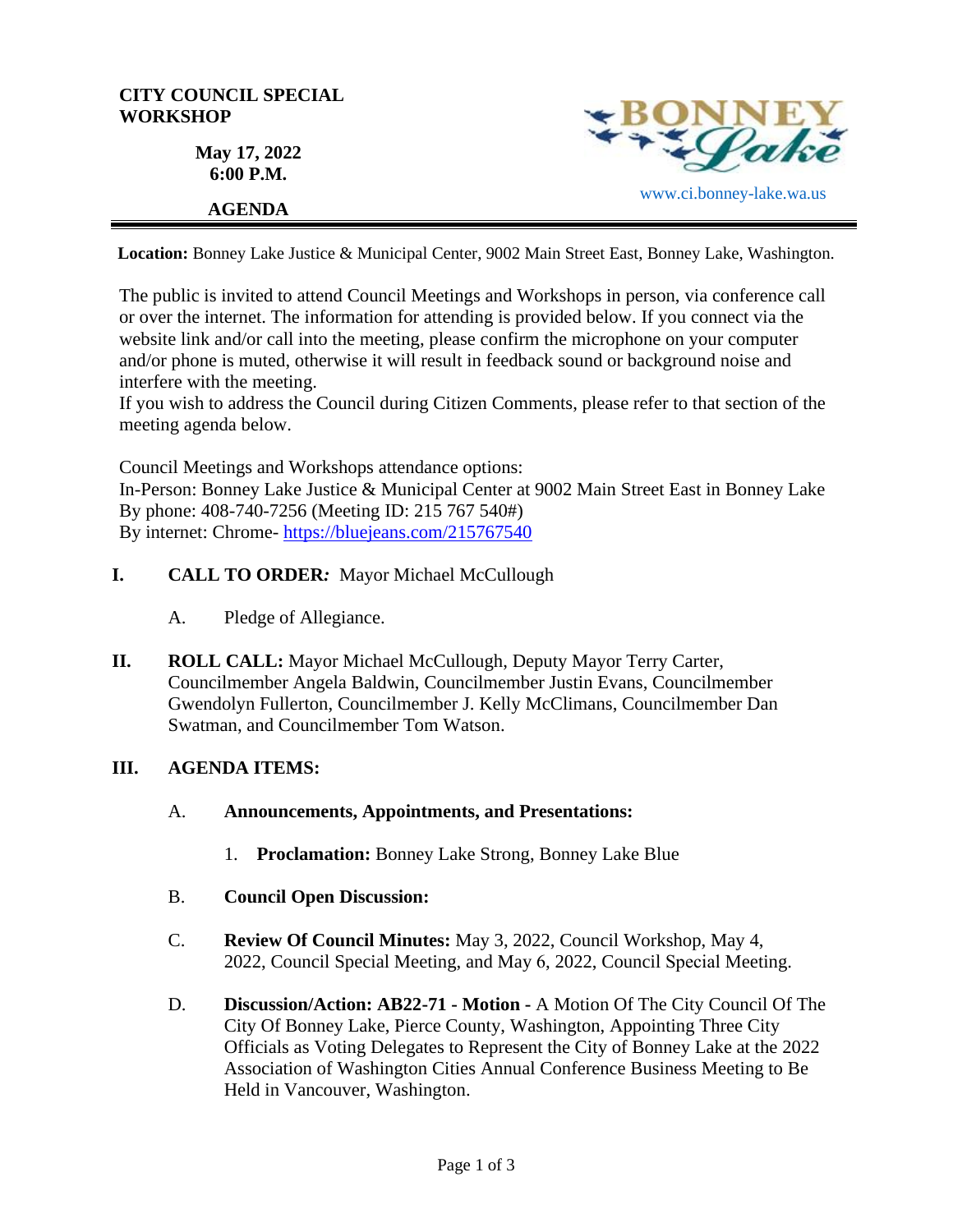**CITY COUNCIL SPECIAL WORKSHOP**

**May 17, 2022**
**6:00 P.M.**

**AGENDA**

BONNEY Lake

www.ci.bonney-lake.wa.us

**Location:** Bonney Lake Justice & Municipal Center, 9002 Main Street East, Bonney Lake, Washington.

The public is invited to attend Council Meetings and Workshops in person, via conference call or over the internet. The information for attending is provided below. If you connect via the website link and/or call into the meeting, please confirm the microphone on your computer and/or phone is muted, otherwise it will result in feedback sound or background noise and interfere with the meeting.
If you wish to address the Council during Citizen Comments, please refer to that section of the meeting agenda below.

Council Meetings and Workshops attendance options:
In-Person: Bonney Lake Justice & Municipal Center at 9002 Main Street East in Bonney Lake
By phone: 408-740-7256 (Meeting ID: 215 767 540#)
By internet: Chrome- https://bluejeans.com/215767540

**I. CALL TO ORDER:** Mayor Michael McCullough

A. Pledge of Allegiance.

**II. ROLL CALL:** Mayor Michael McCullough, Deputy Mayor Terry Carter, Councilmember Angela Baldwin, Councilmember Justin Evans, Councilmember Gwendolyn Fullerton, Councilmember J. Kelly McClimans, Councilmember Dan Swatman, and Councilmember Tom Watson.

**III. AGENDA ITEMS:**

A. **Announcements, Appointments, and Presentations:**

1. **Proclamation:** Bonney Lake Strong, Bonney Lake Blue

B. **Council Open Discussion:**

C. **Review Of Council Minutes:** May 3, 2022, Council Workshop, May 4, 2022, Council Special Meeting, and May 6, 2022, Council Special Meeting.

D. **Discussion/Action: AB22-71 - Motion** - A Motion Of The City Council Of The City Of Bonney Lake, Pierce County, Washington, Appointing Three City Officials as Voting Delegates to Represent the City of Bonney Lake at the 2022 Association of Washington Cities Annual Conference Business Meeting to Be Held in Vancouver, Washington.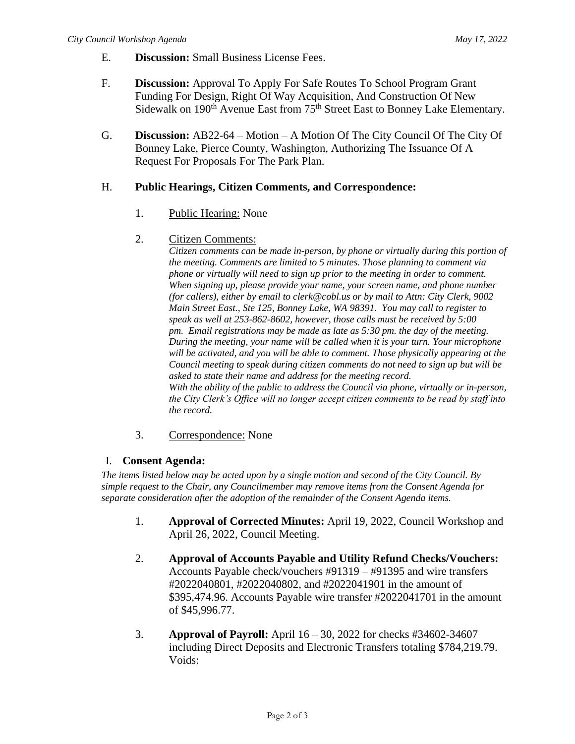E. **Discussion:** Small Business License Fees.

F. **Discussion:** Approval To Apply For Safe Routes To School Program Grant Funding For Design, Right Of Way Acquisition, And Construction Of New Sidewalk on 190th Avenue East from 75th Street East to Bonney Lake Elementary.

G. **Discussion:** AB22-64 – Motion – A Motion Of The City Council Of The City Of Bonney Lake, Pierce County, Washington, Authorizing The Issuance Of A Request For Proposals For The Park Plan.

H. **Public Hearings, Citizen Comments, and Correspondence:**

1. Public Hearing: None

2. Citizen Comments:
*Citizen comments can be made in-person, by phone or virtually during this portion of the meeting. Comments are limited to 5 minutes. Those planning to comment via phone or virtually will need to sign up prior to the meeting in order to comment. When signing up, please provide your name, your screen name, and phone number (for callers), either by email to clerk@cobl.us or by mail to Attn: City Clerk, 9002 Main Street East., Ste 125, Bonney Lake, WA 98391. You may call to register to speak as well at 253-862-8602, however, those calls must be received by 5:00 pm. Email registrations may be made as late as 5:30 pm. the day of the meeting. During the meeting, your name will be called when it is your turn. Your microphone will be activated, and you will be able to comment. Those physically appearing at the Council meeting to speak during citizen comments do not need to sign up but will be asked to state their name and address for the meeting record.*
*With the ability of the public to address the Council via phone, virtually or in-person, the City Clerk's Office will no longer accept citizen comments to be read by staff into the record.*

3. Correspondence: None

I. **Consent Agenda:**

*The items listed below may be acted upon by a single motion and second of the City Council. By simple request to the Chair, any Councilmember may remove items from the Consent Agenda for separate consideration after the adoption of the remainder of the Consent Agenda items.*

1. **Approval of Corrected Minutes:** April 19, 2022, Council Workshop and April 26, 2022, Council Meeting.

2. **Approval of Accounts Payable and Utility Refund Checks/Vouchers:** Accounts Payable check/vouchers #91319 – #91395 and wire transfers #2022040801, #2022040802, and #2022041901 in the amount of $395,474.96. Accounts Payable wire transfer #2022041701 in the amount of $45,996.77.

3. **Approval of Payroll:** April 16 – 30, 2022 for checks #34602-34607 including Direct Deposits and Electronic Transfers totaling $784,219.79. Voids: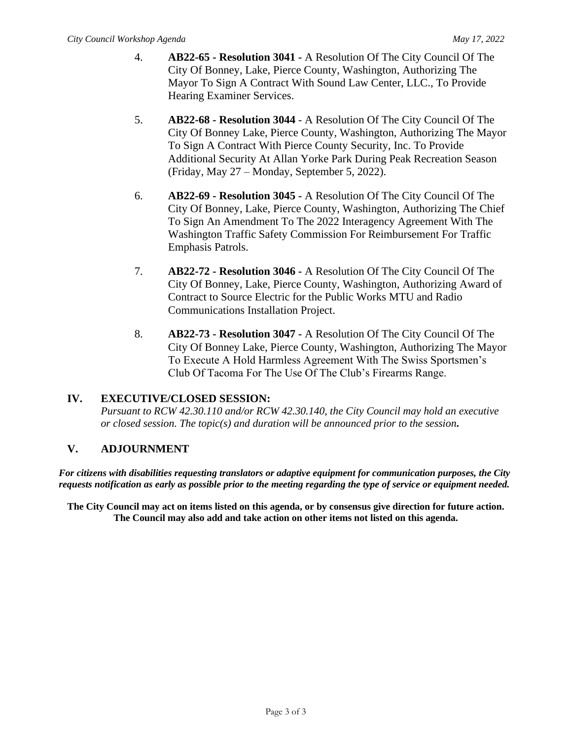4. **AB22-65 - Resolution 3041 -** A Resolution Of The City Council Of The City Of Bonney, Lake, Pierce County, Washington, Authorizing The Mayor To Sign A Contract With Sound Law Center, LLC., To Provide Hearing Examiner Services.

5. **AB22-68 - Resolution 3044** - A Resolution Of The City Council Of The City Of Bonney Lake, Pierce County, Washington, Authorizing The Mayor To Sign A Contract With Pierce County Security, Inc. To Provide Additional Security At Allan Yorke Park During Peak Recreation Season (Friday, May 27 – Monday, September 5, 2022).

6. **AB22-69 - Resolution 3045 -** A Resolution Of The City Council Of The City Of Bonney, Lake, Pierce County, Washington, Authorizing The Chief To Sign An Amendment To The 2022 Interagency Agreement With The Washington Traffic Safety Commission For Reimbursement For Traffic Emphasis Patrols.

7. **AB22-72 - Resolution 3046 -** A Resolution Of The City Council Of The City Of Bonney, Lake, Pierce County, Washington, Authorizing Award of Contract to Source Electric for the Public Works MTU and Radio Communications Installation Project.

8. **AB22-73 - Resolution 3047 -** A Resolution Of The City Council Of The City Of Bonney Lake, Pierce County, Washington, Authorizing The Mayor To Execute A Hold Harmless Agreement With The Swiss Sportsmen's Club Of Tacoma For The Use Of The Club's Firearms Range.

## IV. EXECUTIVE/CLOSED SESSION:

*Pursuant to RCW 42.30.110 and/or RCW 42.30.140, the City Council may hold an executive or closed session. The topic(s) and duration will be announced prior to the session.*

## V. ADJOURNMENT

***For citizens with disabilities requesting translators or adaptive equipment for communication purposes, the City requests notification as early as possible prior to the meeting regarding the type of service or equipment needed.***

**The City Council may act on items listed on this agenda, or by consensus give direction for future action. The Council may also add and take action on other items not listed on this agenda.**